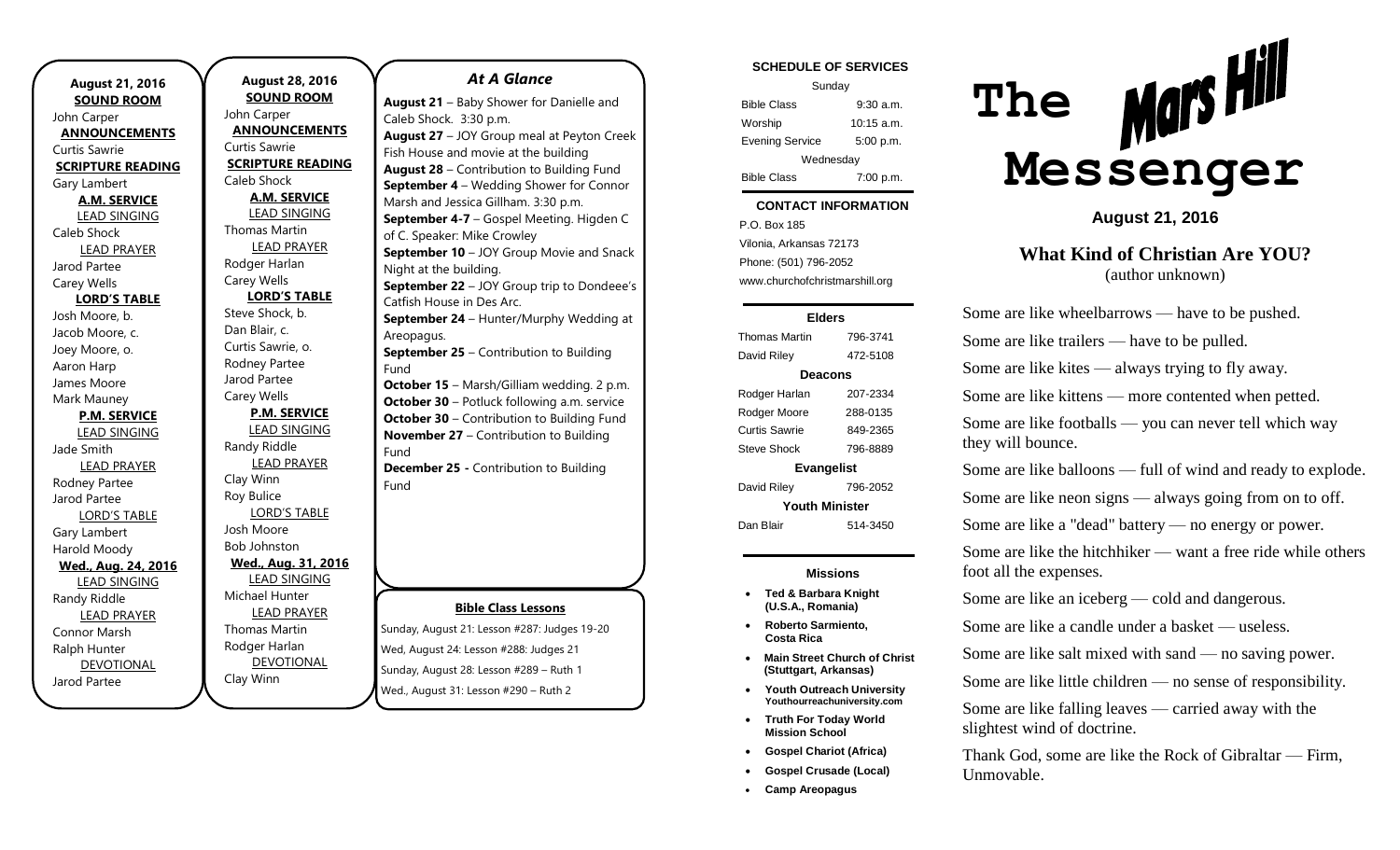**August 21, 2016**
**SOUND ROOM**
John Carper
**ANNOUNCEMENTS**
Curtis Sawrie
**SCRIPTURE READING**
Gary Lambert
**A.M. SERVICE**
LEAD SINGING
Caleb Shock
LEAD PRAYER
Jarod Partee
Carey Wells
**LORD'S TABLE**
Josh Moore, b.
Jacob Moore, c.
Joey Moore, o.
Aaron Harp
James Moore
Mark Mauney
**P.M. SERVICE**
LEAD SINGING
Jade Smith
LEAD PRAYER
Rodney Partee
Jarod Partee
LORD'S TABLE
Gary Lambert
Harold Moody
**Wed., Aug. 24, 2016**
LEAD SINGING
Randy Riddle
LEAD PRAYER
Connor Marsh
Ralph Hunter
DEVOTIONAL
Jarod Partee

**August 28, 2016**
**SOUND ROOM**
John Carper
**ANNOUNCEMENTS**
Curtis Sawrie
**SCRIPTURE READING**
Caleb Shock
**A.M. SERVICE**
LEAD SINGING
Thomas Martin
LEAD PRAYER
Rodger Harlan
Carey Wells
**LORD'S TABLE**
Steve Shock, b.
Dan Blair, c.
Curtis Sawrie, o.
Rodney Partee
Jarod Partee
Carey Wells
**P.M. SERVICE**
LEAD SINGING
Randy Riddle
LEAD PRAYER
Clay Winn
Roy Bulice
LORD'S TABLE
Josh Moore
Bob Johnston
**Wed., Aug. 31, 2016**
LEAD SINGING
Michael Hunter
LEAD PRAYER
Thomas Martin
Rodger Harlan
DEVOTIONAL
Clay Winn

## *At A Glance*

**August 21** – Baby Shower for Danielle and Caleb Shock. 3:30 p.m.
**August 27** – JOY Group meal at Peyton Creek Fish House and movie at the building
**August 28** – Contribution to Building Fund
**September 4** – Wedding Shower for Connor Marsh and Jessica Gillham. 3:30 p.m.
**September 4-7** – Gospel Meeting. Higden C of C. Speaker: Mike Crowley
**September 10** – JOY Group Movie and Snack Night at the building.
**September 22** – JOY Group trip to Dondeee's Catfish House in Des Arc.
**September 24** – Hunter/Murphy Wedding at Areopagus.
**September 25** – Contribution to Building Fund
**October 15** – Marsh/Gilliam wedding. 2 p.m.
**October 30** – Potluck following a.m. service
**October 30** – Contribution to Building Fund
**November 27** – Contribution to Building Fund
**December 25 -** Contribution to Building Fund

**Bible Class Lessons**

Sunday, August 21: Lesson #287: Judges 19-20
Wed, August 24: Lesson #288: Judges 21
Sunday, August 28: Lesson #289 – Ruth 1
Wed., August 31: Lesson #290 – Ruth 2

**SCHEDULE OF SERVICES**

| Sunday | |
|---|---|
| Bible Class | 9:30 a.m. |
| Worship | 10:15 a.m. |
| Evening Service | 5:00 p.m. |
| Wednesday | |
| Bible Class | 7:00 p.m. |

**CONTACT INFORMATION**

P.O. Box 185
Vilonia, Arkansas 72173
Phone: (501) 796-2052
www.churchofchristmarshill.org

| **Elders** | |
|---|---|
| Thomas Martin | 796-3741 |
| David Riley | 472-5108 |
| **Deacons** | |
| Rodger Harlan | 207-2334 |
| Rodger Moore | 288-0135 |
| Curtis Sawrie | 849-2365 |
| Steve Shock | 796-8889 |
| **Evangelist** | |
| David Riley | 796-2052 |
| **Youth Minister** | |
| Dan Blair | 514-3450 |

**Missions**

- **Ted & Barbara Knight (U.S.A., Romania)**
- **Roberto Sarmiento, Costa Rica**
- **Main Street Church of Christ (Stuttgart, Arkansas)**
- **Youth Outreach University Youthourreachuniversity.com**
- **Truth For Today World Mission School**
- **Gospel Chariot (Africa)**
- **Gospel Crusade (Local)**
- **Camp Areopagus**

# The Mars Hill Messenger

**August 21, 2016**

## What Kind of Christian Are YOU?
(author unknown)

Some are like wheelbarrows — have to be pushed.

Some are like trailers — have to be pulled.

Some are like kites — always trying to fly away.

Some are like kittens — more contented when petted.

Some are like footballs — you can never tell which way they will bounce.

Some are like balloons — full of wind and ready to explode.

Some are like neon signs — always going from on to off.

Some are like a "dead" battery — no energy or power.

Some are like the hitchhiker — want a free ride while others foot all the expenses.

Some are like an iceberg — cold and dangerous.

Some are like a candle under a basket — useless.

Some are like salt mixed with sand — no saving power.

Some are like little children — no sense of responsibility.

Some are like falling leaves — carried away with the slightest wind of doctrine.

Thank God, some are like the Rock of Gibraltar — Firm, Unmovable.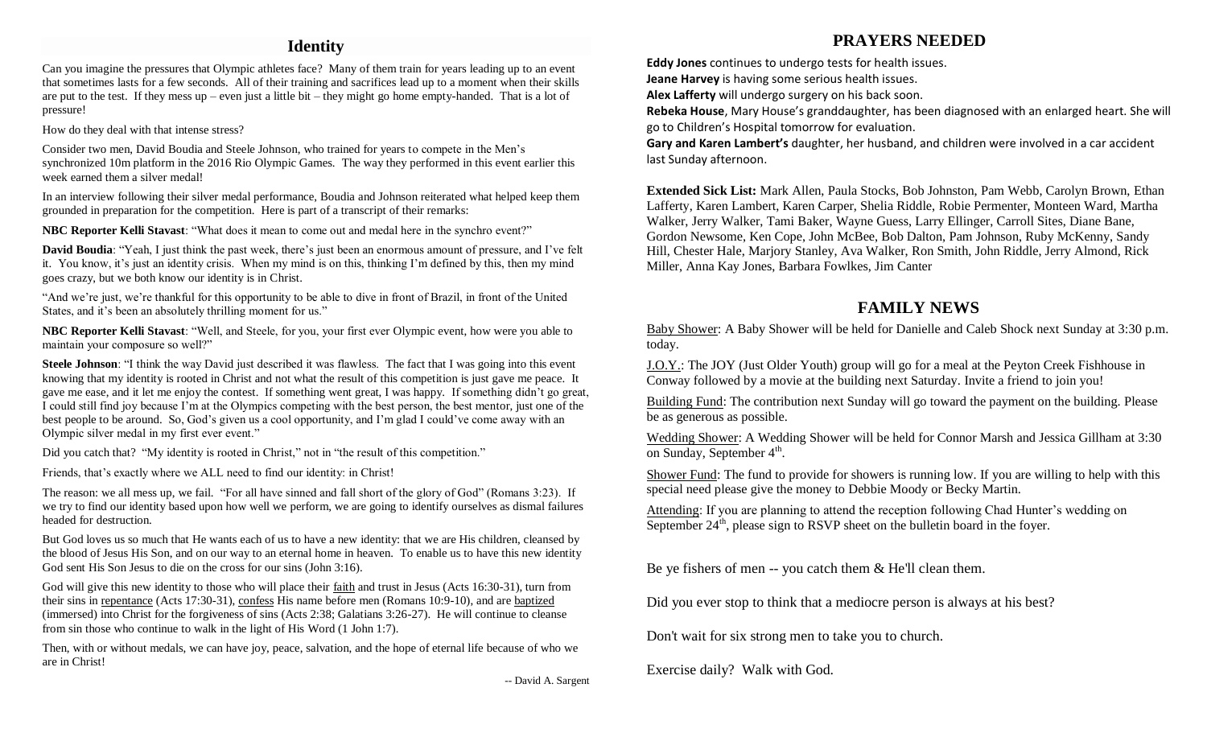## Identity

Can you imagine the pressures that Olympic athletes face? Many of them train for years leading up to an event that sometimes lasts for a few seconds. All of their training and sacrifices lead up to a moment when their skills are put to the test. If they mess up – even just a little bit – they might go home empty-handed. That is a lot of pressure!

How do they deal with that intense stress?

Consider two men, David Boudia and Steele Johnson, who trained for years to compete in the Men's synchronized 10m platform in the 2016 Rio Olympic Games. The way they performed in this event earlier this week earned them a silver medal!

In an interview following their silver medal performance, Boudia and Johnson reiterated what helped keep them grounded in preparation for the competition. Here is part of a transcript of their remarks:

**NBC Reporter Kelli Stavast**: "What does it mean to come out and medal here in the synchro event?"

**David Boudia**: "Yeah, I just think the past week, there's just been an enormous amount of pressure, and I've felt it. You know, it's just an identity crisis. When my mind is on this, thinking I'm defined by this, then my mind goes crazy, but we both know our identity is in Christ.

"And we're just, we're thankful for this opportunity to be able to dive in front of Brazil, in front of the United States, and it's been an absolutely thrilling moment for us."

**NBC Reporter Kelli Stavast**: "Well, and Steele, for you, your first ever Olympic event, how were you able to maintain your composure so well?"

**Steele Johnson**: "I think the way David just described it was flawless. The fact that I was going into this event knowing that my identity is rooted in Christ and not what the result of this competition is just gave me peace. It gave me ease, and it let me enjoy the contest. If something went great, I was happy. If something didn't go great, I could still find joy because I'm at the Olympics competing with the best person, the best mentor, just one of the best people to be around. So, God's given us a cool opportunity, and I'm glad I could've come away with an Olympic silver medal in my first ever event."

Did you catch that? "My identity is rooted in Christ," not in "the result of this competition."

Friends, that's exactly where we ALL need to find our identity: in Christ!

The reason: we all mess up, we fail. "For all have sinned and fall short of the glory of God" (Romans 3:23). If we try to find our identity based upon how well we perform, we are going to identify ourselves as dismal failures headed for destruction.

But God loves us so much that He wants each of us to have a new identity: that we are His children, cleansed by the blood of Jesus His Son, and on our way to an eternal home in heaven. To enable us to have this new identity God sent His Son Jesus to die on the cross for our sins (John 3:16).

God will give this new identity to those who will place their faith and trust in Jesus (Acts 16:30-31), turn from their sins in repentance (Acts 17:30-31), confess His name before men (Romans 10:9-10), and are baptized (immersed) into Christ for the forgiveness of sins (Acts 2:38; Galatians 3:26-27). He will continue to cleanse from sin those who continue to walk in the light of His Word (1 John 1:7).

Then, with or without medals, we can have joy, peace, salvation, and the hope of eternal life because of who we are in Christ!

-- David A. Sargent

## PRAYERS NEEDED

**Eddy Jones** continues to undergo tests for health issues.
**Jeane Harvey** is having some serious health issues.
**Alex Lafferty** will undergo surgery on his back soon.
**Rebeka House**, Mary House's granddaughter, has been diagnosed with an enlarged heart. She will go to Children's Hospital tomorrow for evaluation.
**Gary and Karen Lambert's** daughter, her husband, and children were involved in a car accident last Sunday afternoon.

**Extended Sick List:** Mark Allen, Paula Stocks, Bob Johnston, Pam Webb, Carolyn Brown, Ethan Lafferty, Karen Lambert, Karen Carper, Shelia Riddle, Robie Permenter, Monteen Ward, Martha Walker, Jerry Walker, Tami Baker, Wayne Guess, Larry Ellinger, Carroll Sites, Diane Bane, Gordon Newsome, Ken Cope, John McBee, Bob Dalton, Pam Johnson, Ruby McKenny, Sandy Hill, Chester Hale, Marjory Stanley, Ava Walker, Ron Smith, John Riddle, Jerry Almond, Rick Miller, Anna Kay Jones, Barbara Fowlkes, Jim Canter

## FAMILY NEWS

Baby Shower: A Baby Shower will be held for Danielle and Caleb Shock next Sunday at 3:30 p.m. today.

J.O.Y.: The JOY (Just Older Youth) group will go for a meal at the Peyton Creek Fishhouse in Conway followed by a movie at the building next Saturday. Invite a friend to join you!

Building Fund: The contribution next Sunday will go toward the payment on the building. Please be as generous as possible.

Wedding Shower: A Wedding Shower will be held for Connor Marsh and Jessica Gillham at 3:30 on Sunday, September 4th.

Shower Fund: The fund to provide for showers is running low. If you are willing to help with this special need please give the money to Debbie Moody or Becky Martin.

Attending: If you are planning to attend the reception following Chad Hunter's wedding on September 24th, please sign to RSVP sheet on the bulletin board in the foyer.

Be ye fishers of men -- you catch them & He'll clean them.

Did you ever stop to think that a mediocre person is always at his best?

Don't wait for six strong men to take you to church.

Exercise daily? Walk with God.